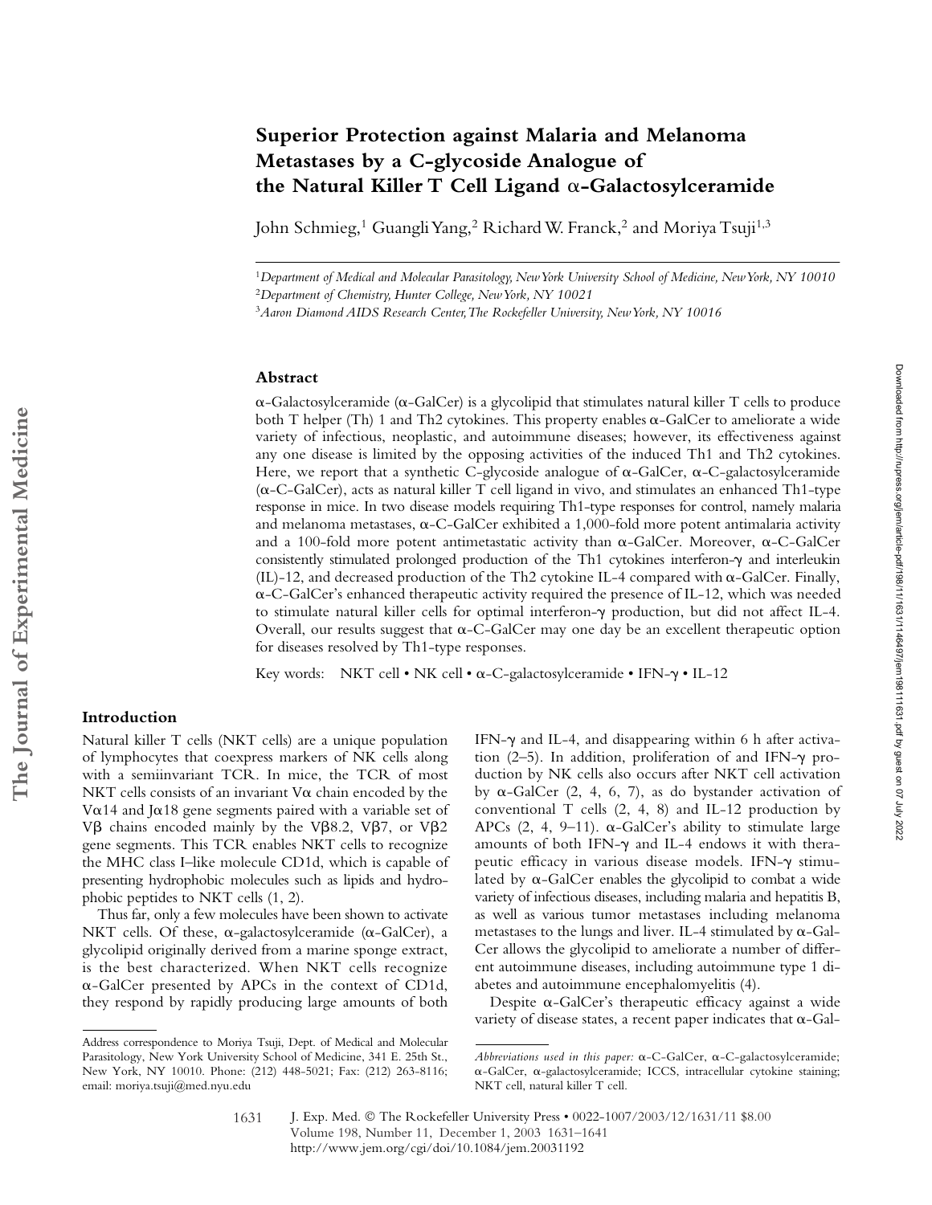# Superior Protection against Malaria and Melanoma Metastases by a C-glycoside Analogue of the Natural Killer T Cell Ligand α-Galactosylceramide

John Schmieg,[1] Guangli Yang,[2] Richard W. Franck,[2] and Moriya Tsuji[1,3]

[1] *Department of Medical and Molecular Parasitology, New York University School of Medicine, New York, NY 10010*
[2] *Department of Chemistry, Hunter College, New York, NY 10021*
[3] *Aaron Diamond AIDS Research Center, The Rockefeller University, New York, NY 10016*

## Abstract

α-Galactosylceramide (α-GalCer) is a glycolipid that stimulates natural killer T cells to produce both T helper (Th) 1 and Th2 cytokines. This property enables α-GalCer to ameliorate a wide variety of infectious, neoplastic, and autoimmune diseases; however, its effectiveness against any one disease is limited by the opposing activities of the induced Th1 and Th2 cytokines. Here, we report that a synthetic C-glycoside analogue of α-GalCer, α-C-galactosylceramide (α-C-GalCer), acts as natural killer T cell ligand in vivo, and stimulates an enhanced Th1-type response in mice. In two disease models requiring Th1-type responses for control, namely malaria and melanoma metastases, α-C-GalCer exhibited a 1,000-fold more potent antimalaria activity and a 100-fold more potent antimetastatic activity than α-GalCer. Moreover, α-C-GalCer consistently stimulated prolonged production of the Th1 cytokines interferon-γ and interleukin (IL)-12, and decreased production of the Th2 cytokine IL-4 compared with α-GalCer. Finally, α-C-GalCer's enhanced therapeutic activity required the presence of IL-12, which was needed to stimulate natural killer cells for optimal interferon-γ production, but did not affect IL-4. Overall, our results suggest that α-C-GalCer may one day be an excellent therapeutic option for diseases resolved by Th1-type responses.

Key words: NKT cell • NK cell • α-C-galactosylceramide • IFN-γ • IL-12

## Introduction

Natural killer T cells (NKT cells) are a unique population of lymphocytes that coexpress markers of NK cells along with a semiinvariant TCR. In mice, the TCR of most NKT cells consists of an invariant Vα chain encoded by the Vα14 and Jα18 gene segments paired with a variable set of Vβ chains encoded mainly by the Vβ8.2, Vβ7, or Vβ2 gene segments. This TCR enables NKT cells to recognize the MHC class I–like molecule CD1d, which is capable of presenting hydrophobic molecules such as lipids and hydrophobic peptides to NKT cells (1, 2).

Thus far, only a few molecules have been shown to activate NKT cells. Of these, α-galactosylceramide (α-GalCer), a glycolipid originally derived from a marine sponge extract, is the best characterized. When NKT cells recognize α-GalCer presented by APCs in the context of CD1d, they respond by rapidly producing large amounts of both IFN-γ and IL-4, and disappearing within 6 h after activation (2–5). In addition, proliferation of and IFN-γ production by NK cells also occurs after NKT cell activation by α-GalCer (2, 4, 6, 7), as do bystander activation of conventional T cells (2, 4, 8) and IL-12 production by APCs (2, 4, 9–11). α-GalCer's ability to stimulate large amounts of both IFN-γ and IL-4 endows it with therapeutic efficacy in various disease models. IFN-γ stimulated by α-GalCer enables the glycolipid to combat a wide variety of infectious diseases, including malaria and hepatitis B, as well as various tumor metastases including melanoma metastases to the lungs and liver. IL-4 stimulated by α-GalCer allows the glycolipid to ameliorate a number of different autoimmune diseases, including autoimmune type 1 diabetes and autoimmune encephalomyelitis (4).

Despite α-GalCer's therapeutic efficacy against a wide variety of disease states, a recent paper indicates that α-Gal-

Address correspondence to Moriya Tsuji, Dept. of Medical and Molecular Parasitology, New York University School of Medicine, 341 E. 25th St., New York, NY 10010. Phone: (212) 448-5021; Fax: (212) 263-8116; email: moriya.tsuji@med.nyu.edu

*Abbreviations used in this paper:* α-C-GalCer, α-C-galactosylceramide; α-GalCer, α-galactosylceramide; ICCS, intracellular cytokine staining; NKT cell, natural killer T cell.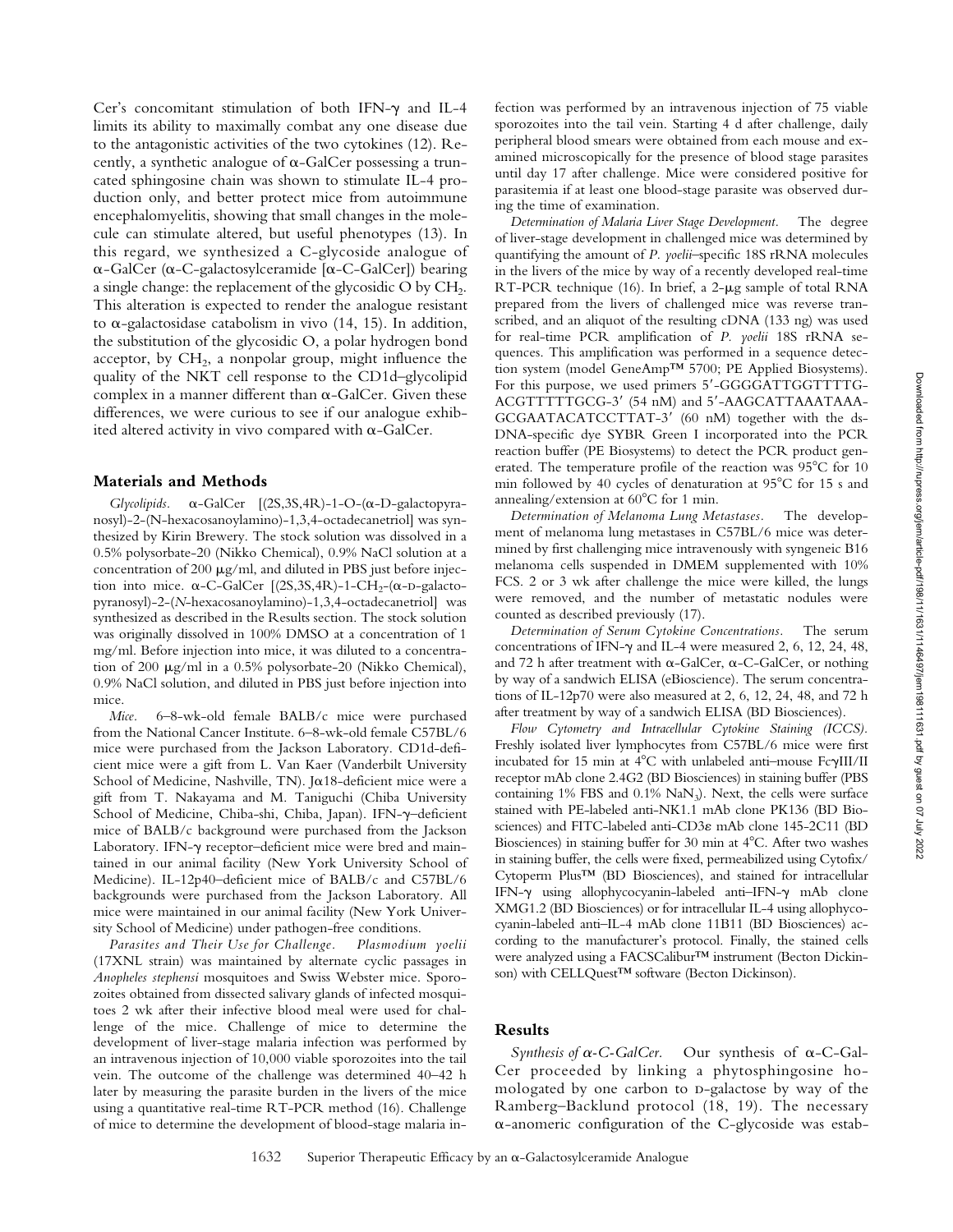Cer's concomitant stimulation of both IFN-γ and IL-4 limits its ability to maximally combat any one disease due to the antagonistic activities of the two cytokines (12). Recently, a synthetic analogue of α-GalCer possessing a truncated sphingosine chain was shown to stimulate IL-4 production only, and better protect mice from autoimmune encephalomyelitis, showing that small changes in the molecule can stimulate altered, but useful phenotypes (13). In this regard, we synthesized a C-glycoside analogue of α-GalCer (α-C-galactosylceramide [α-C-GalCer]) bearing a single change: the replacement of the glycosidic O by $CH_2$. This alteration is expected to render the analogue resistant to α-galactosidase catabolism in vivo (14, 15). In addition, the substitution of the glycosidic O, a polar hydrogen bond acceptor, by $CH_2$, a nonpolar group, might influence the quality of the NKT cell response to the CD1d–glycolipid complex in a manner different than α-GalCer. Given these differences, we were curious to see if our analogue exhibited altered activity in vivo compared with α-GalCer.

## Materials and Methods

*Glycolipids.* α-GalCer [(2S,3S,4R)-1-O-(α-D-galactopyranosyl)-2-(N-hexacosanoylamino)-1,3,4-octadecanetriol] was synthesized by Kirin Brewery. The stock solution was dissolved in a 0.5% polysorbate-20 (Nikko Chemical), 0.9% NaCl solution at a concentration of 200 μg/ml, and diluted in PBS just before injection into mice. α-C-GalCer [(2S,3S,4R)-1-$CH_2$-(α-D-galactopyranosyl)-2-(N-hexacosanoylamino)-1,3,4-octadecanetriol] was synthesized as described in the Results section. The stock solution was originally dissolved in 100% DMSO at a concentration of 1 mg/ml. Before injection into mice, it was diluted to a concentration of 200 μg/ml in a 0.5% polysorbate-20 (Nikko Chemical), 0.9% NaCl solution, and diluted in PBS just before injection into mice.

*Mice.* 6–8-wk-old female BALB/c mice were purchased from the National Cancer Institute. 6–8-wk-old female C57BL/6 mice were purchased from the Jackson Laboratory. CD1d-deficient mice were a gift from L. Van Kaer (Vanderbilt University School of Medicine, Nashville, TN). Jα18-deficient mice were a gift from T. Nakayama and M. Taniguchi (Chiba University School of Medicine, Chiba-shi, Chiba, Japan). IFN-γ–deficient mice of BALB/c background were purchased from the Jackson Laboratory. IFN-γ receptor–deficient mice were bred and maintained in our animal facility (New York University School of Medicine). IL-12p40–deficient mice of BALB/c and C57BL/6 backgrounds were purchased from the Jackson Laboratory. All mice were maintained in our animal facility (New York University School of Medicine) under pathogen-free conditions.

*Parasites and Their Use for Challenge.* *Plasmodium yoelii* (17XNL strain) was maintained by alternate cyclic passages in *Anopheles stephensi* mosquitoes and Swiss Webster mice. Sporozoites obtained from dissected salivary glands of infected mosquitoes 2 wk after their infective blood meal were used for challenge of the mice. Challenge of mice to determine the development of liver-stage malaria infection was performed by an intravenous injection of 10,000 viable sporozoites into the tail vein. The outcome of the challenge was determined 40–42 h later by measuring the parasite burden in the livers of the mice using a quantitative real-time RT-PCR method (16). Challenge of mice to determine the development of blood-stage malaria infection was performed by an intravenous injection of 75 viable sporozoites into the tail vein. Starting 4 d after challenge, daily peripheral blood smears were obtained from each mouse and examined microscopically for the presence of blood stage parasites until day 17 after challenge. Mice were considered positive for parasitemia if at least one blood-stage parasite was observed during the time of examination.

*Determination of Malaria Liver Stage Development.* The degree of liver-stage development in challenged mice was determined by quantifying the amount of *P. yoelii*–specific 18S rRNA molecules in the livers of the mice by way of a recently developed real-time RT-PCR technique (16). In brief, a 2-μg sample of total RNA prepared from the livers of challenged mice was reverse transcribed, and an aliquot of the resulting cDNA (133 ng) was used for real-time PCR amplification of *P. yoelii* 18S rRNA sequences. This amplification was performed in a sequence detection system (model GeneAmp™ 5700; PE Applied Biosystems). For this purpose, we used primers 5′-GGGGATTGGTTTTG-ACGTTTTTGCG-3′ (54 nM) and 5′-AAGCATTAAATAAA-GCGAATACATCCTTAT-3′ (60 nM) together with the ds-DNA-specific dye SYBR Green I incorporated into the PCR reaction buffer (PE Biosystems) to detect the PCR product generated. The temperature profile of the reaction was 95°C for 10 min followed by 40 cycles of denaturation at 95°C for 15 s and annealing/extension at 60°C for 1 min.

*Determination of Melanoma Lung Metastases.* The development of melanoma lung metastases in C57BL/6 mice was determined by first challenging mice intravenously with syngeneic B16 melanoma cells suspended in DMEM supplemented with 10% FCS. 2 or 3 wk after challenge the mice were killed, the lungs were removed, and the number of metastatic nodules were counted as described previously (17).

*Determination of Serum Cytokine Concentrations.* The serum concentrations of IFN-γ and IL-4 were measured 2, 6, 12, 24, 48, and 72 h after treatment with α-GalCer, α-C-GalCer, or nothing by way of a sandwich ELISA (eBioscience). The serum concentrations of IL-12p70 were also measured at 2, 6, 12, 24, 48, and 72 h after treatment by way of a sandwich ELISA (BD Biosciences).

*Flow Cytometry and Intracellular Cytokine Staining (ICCS).* Freshly isolated liver lymphocytes from C57BL/6 mice were first incubated for 15 min at 4°C with unlabeled anti–mouse FcγIII/II receptor mAb clone 2.4G2 (BD Biosciences) in staining buffer (PBS containing 1% FBS and 0.1% $NaN_3$). Next, the cells were surface stained with PE-labeled anti-NK1.1 mAb clone PK136 (BD Biosciences) and FITC-labeled anti-CD3ε mAb clone 145-2C11 (BD Biosciences) in staining buffer for 30 min at 4°C. After two washes in staining buffer, the cells were fixed, permeabilized using Cytofix/Cytoperm Plus™ (BD Biosciences), and stained for intracellular IFN-γ using allophycocyanin-labeled anti–IFN-γ mAb clone XMG1.2 (BD Biosciences) or for intracellular IL-4 using allophycocyanin-labeled anti–IL-4 mAb clone 11B11 (BD Biosciences) according to the manufacturer's protocol. Finally, the stained cells were analyzed using a FACSCalibur™ instrument (Becton Dickinson) with CELLQuest™ software (Becton Dickinson).

## Results

*Synthesis of α-C-GalCer.* Our synthesis of α-C-GalCer proceeded by linking a phytosphingosine homologated by one carbon to D-galactose by way of the Ramberg–Backlund protocol (18, 19). The necessary α-anomeric configuration of the C-glycoside was estab-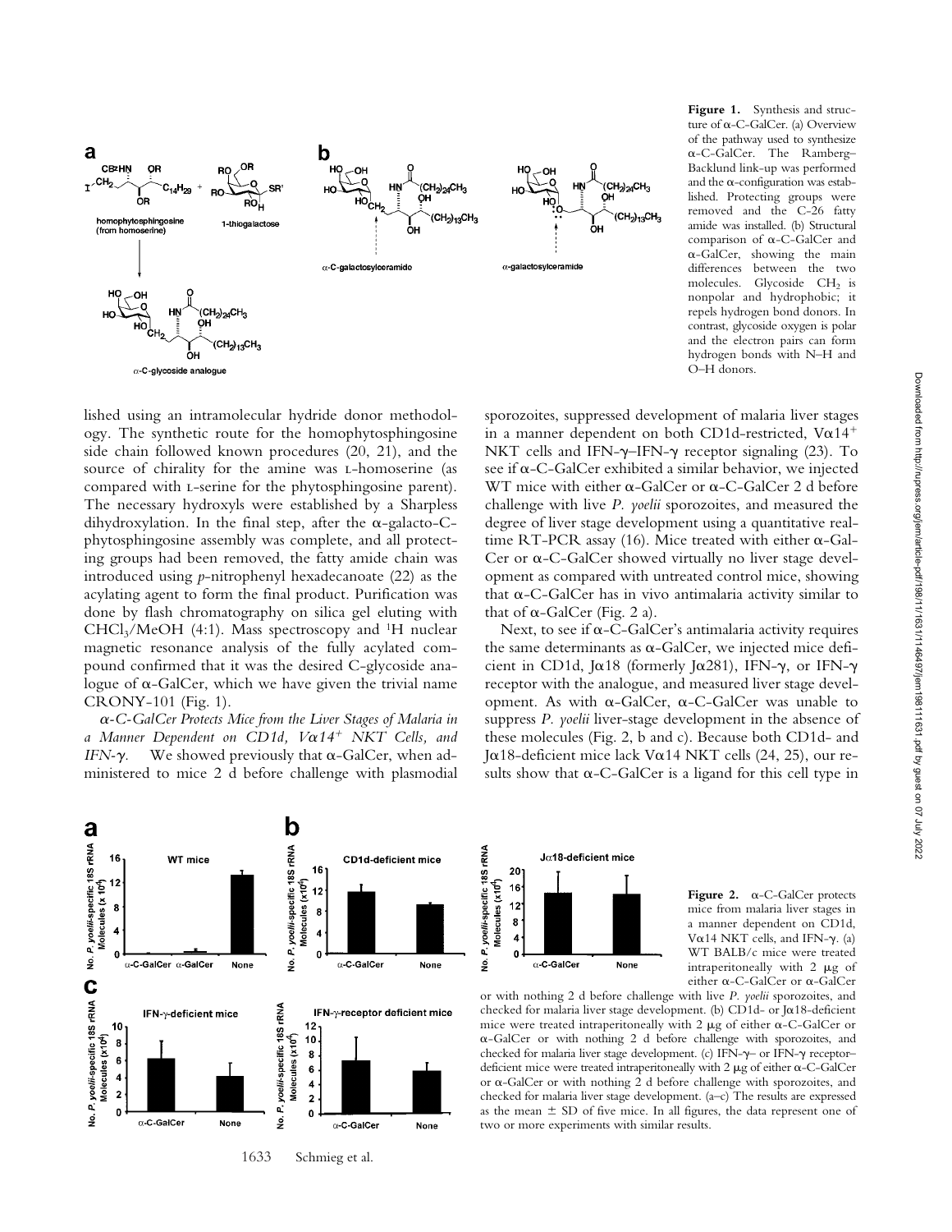**Figure 1.** Synthesis and structure of α-C-GalCer. (a) Overview of the pathway used to synthesize α-C-GalCer. The Ramberg–Backlund link-up was performed and the α-configuration was established. Protecting groups were removed and the C-26 fatty amide was installed. (b) Structural comparison of α-C-GalCer and α-GalCer, showing the main differences between the two molecules. Glycoside $CH_2$ is nonpolar and hydrophobic; it repels hydrogen bond donors. In contrast, glycoside oxygen is polar and the electron pairs can form hydrogen bonds with N–H and O–H donors.

lished using an intramolecular hydride donor methodology. The synthetic route for the homophytosphingosine side chain followed known procedures (20, 21), and the source of chirality for the amine was L-homoserine (as compared with L-serine for the phytosphingosine parent). The necessary hydroxyls were established by a Sharpless dihydroxylation. In the final step, after the α-galacto-C-phytosphingosine assembly was complete, and all protecting groups had been removed, the fatty amide chain was introduced using *p*-nitrophenyl hexadecanoate (22) as the acylating agent to form the final product. Purification was done by flash chromatography on silica gel eluting with $CHCl_3$/MeOH (4:1). Mass spectroscopy and $^1H$ nuclear magnetic resonance analysis of the fully acylated compound confirmed that it was the desired C-glycoside analogue of α-GalCer, which we have given the trivial name CRONY-101 (Fig. 1).

*α-C-GalCer Protects Mice from the Liver Stages of Malaria in a Manner Dependent on CD1d, Vα14$^+$ NKT Cells, and IFN-γ.* We showed previously that α-GalCer, when administered to mice 2 d before challenge with plasmodial sporozoites, suppressed development of malaria liver stages in a manner dependent on both CD1d-restricted, Vα14$^+$ NKT cells and IFN-γ–IFN-γ receptor signaling (23). To see if α-C-GalCer exhibited a similar behavior, we injected WT mice with either α-GalCer or α-C-GalCer 2 d before challenge with live *P. yoelii* sporozoites, and measured the degree of liver stage development using a quantitative real-time RT-PCR assay (16). Mice treated with either α-GalCer or α-C-GalCer showed virtually no liver stage development as compared with untreated control mice, showing that α-C-GalCer has in vivo antimalaria activity similar to that of α-GalCer (Fig. 2 a).

Next, to see if α-C-GalCer's antimalaria activity requires the same determinants as α-GalCer, we injected mice deficient in CD1d, Jα18 (formerly Jα281), IFN-γ, or IFN-γ receptor with the analogue, and measured liver stage development. As with α-GalCer, α-C-GalCer was unable to suppress *P. yoelii* liver-stage development in the absence of these molecules (Fig. 2, b and c). Because both CD1d- and Jα18-deficient mice lack Vα14 NKT cells (24, 25), our results show that α-C-GalCer is a ligand for this cell type in

**Figure 2.** α-C-GalCer protects mice from malaria liver stages in a manner dependent on CD1d, Vα14 NKT cells, and IFN-γ. (a) WT BALB/c mice were treated intraperitoneally with 2 μg of either α-C-GalCer or α-GalCer or with nothing 2 d before challenge with live *P. yoelii* sporozoites, and checked for malaria liver stage development. (b) CD1d- or Jα18-deficient mice were treated intraperitoneally with 2 μg of either α-C-GalCer or α-GalCer or with nothing 2 d before challenge with sporozoites, and checked for malaria liver stage development. (c) IFN-γ– or IFN-γ receptor–deficient mice were treated intraperitoneally with 2 μg of either α-C-GalCer or α-GalCer or with nothing 2 d before challenge with sporozoites, and checked for malaria liver stage development. (a–c) The results are expressed as the mean ± SD of five mice. In all figures, the data represent one of two or more experiments with similar results.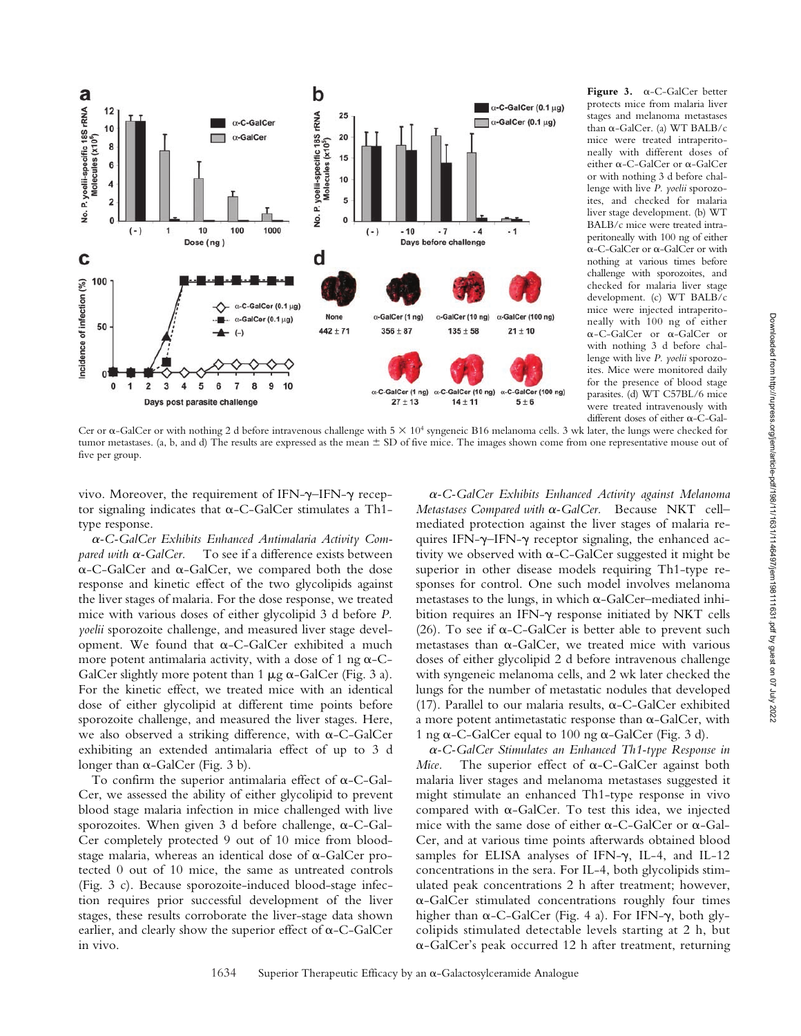**Figure 3.** α-C-GalCer better protects mice from malaria liver stages and melanoma metastases than α-GalCer. (a) WT BALB/c mice were treated intraperitoneally with different doses of either α-C-GalCer or α-GalCer or with nothing 3 d before challenge with live *P. yoelii* sporozoites, and checked for malaria liver stage development. (b) WT BALB/c mice were treated intraperitoneally with 100 ng of either α-C-GalCer or α-GalCer or with nothing at various times before challenge with sporozoites, and checked for malaria liver stage development. (c) WT BALB/c mice were injected intraperitoneally with 100 ng of either α-C-GalCer or α-GalCer or with nothing 3 d before challenge with live *P. yoelii* sporozoites. Mice were monitored daily for the presence of blood stage parasites. (d) WT C57BL/6 mice were treated intravenously with different doses of either α-C-GalCer or α-GalCer or with nothing 2 d before intravenous challenge with $5 \times 10^4$ syngeneic B16 melanoma cells. 3 wk later, the lungs were checked for tumor metastases. (a, b, and d) The results are expressed as the mean ± SD of five mice. The images shown come from one representative mouse out of five per group.

vivo. Moreover, the requirement of IFN-γ–IFN-γ receptor signaling indicates that α-C-GalCer stimulates a Th1-type response.

*α-C-GalCer Exhibits Enhanced Antimalaria Activity Compared with α-GalCer.* To see if a difference exists between α-C-GalCer and α-GalCer, we compared both the dose response and kinetic effect of the two glycolipids against the liver stages of malaria. For the dose response, we treated mice with various doses of either glycolipid 3 d before *P. yoelii* sporozoite challenge, and measured liver stage development. We found that α-C-GalCer exhibited a much more potent antimalaria activity, with a dose of 1 ng α-C-GalCer slightly more potent than 1 μg α-GalCer (Fig. 3 a). For the kinetic effect, we treated mice with an identical dose of either glycolipid at different time points before sporozoite challenge, and measured the liver stages. Here, we also observed a striking difference, with α-C-GalCer exhibiting an extended antimalaria effect of up to 3 d longer than α-GalCer (Fig. 3 b).

To confirm the superior antimalaria effect of α-C-GalCer, we assessed the ability of either glycolipid to prevent blood stage malaria infection in mice challenged with live sporozoites. When given 3 d before challenge, α-C-GalCer completely protected 9 out of 10 mice from blood-stage malaria, whereas an identical dose of α-GalCer protected 0 out of 10 mice, the same as untreated controls (Fig. 3 c). Because sporozoite-induced blood-stage infection requires prior successful development of the liver stages, these results corroborate the liver-stage data shown earlier, and clearly show the superior effect of α-C-GalCer in vivo.

*α-C-GalCer Exhibits Enhanced Activity against Melanoma Metastases Compared with α-GalCer.* Because NKT cell–mediated protection against the liver stages of malaria requires IFN-γ–IFN-γ receptor signaling, the enhanced activity we observed with α-C-GalCer suggested it might be superior in other disease models requiring Th1-type responses for control. One such model involves melanoma metastases to the lungs, in which α-GalCer–mediated inhibition requires an IFN-γ response initiated by NKT cells (26). To see if α-C-GalCer is better able to prevent such metastases than α-GalCer, we treated mice with various doses of either glycolipid 2 d before intravenous challenge with syngeneic melanoma cells, and 2 wk later checked the lungs for the number of metastatic nodules that developed (17). Parallel to our malaria results, α-C-GalCer exhibited a more potent antimetastatic response than α-GalCer, with 1 ng α-C-GalCer equal to 100 ng α-GalCer (Fig. 3 d).

*α-C-GalCer Stimulates an Enhanced Th1-type Response in Mice.* The superior effect of α-C-GalCer against both malaria liver stages and melanoma metastases suggested it might stimulate an enhanced Th1-type response in vivo compared with α-GalCer. To test this idea, we injected mice with the same dose of either α-C-GalCer or α-GalCer, and at various time points afterwards obtained blood samples for ELISA analyses of IFN-γ, IL-4, and IL-12 concentrations in the sera. For IL-4, both glycolipids stimulated peak concentrations 2 h after treatment; however, α-GalCer stimulated concentrations roughly four times higher than α-C-GalCer (Fig. 4 a). For IFN-γ, both glycolipids stimulated detectable levels starting at 2 h, but α-GalCer's peak occurred 12 h after treatment, returning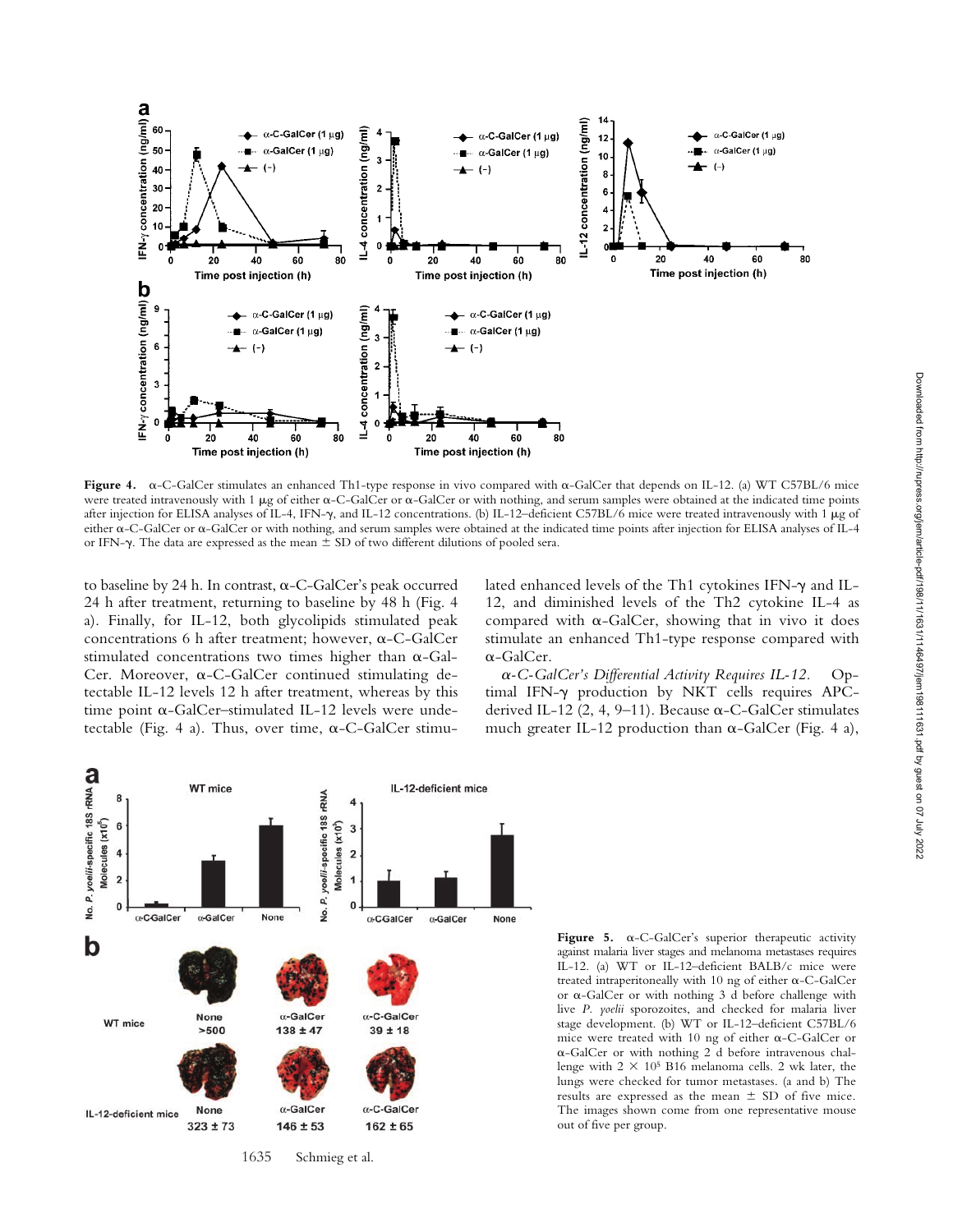**Figure 4.** α-C-GalCer stimulates an enhanced Th1-type response in vivo compared with α-GalCer that depends on IL-12. (a) WT C57BL/6 mice were treated intravenously with 1 μg of either α-C-GalCer or α-GalCer or with nothing, and serum samples were obtained at the indicated time points after injection for ELISA analyses of IL-4, IFN-γ, and IL-12 concentrations. (b) IL-12–deficient C57BL/6 mice were treated intravenously with 1 μg of either α-C-GalCer or α-GalCer or with nothing, and serum samples were obtained at the indicated time points after injection for ELISA analyses of IL-4 or IFN-γ. The data are expressed as the mean ± SD of two different dilutions of pooled sera.

to baseline by 24 h. In contrast, α-C-GalCer's peak occurred 24 h after treatment, returning to baseline by 48 h (Fig. 4 a). Finally, for IL-12, both glycolipids stimulated peak concentrations 6 h after treatment; however, α-C-GalCer stimulated concentrations two times higher than α-GalCer. Moreover, α-C-GalCer continued stimulating detectable IL-12 levels 12 h after treatment, whereas by this time point α-GalCer–stimulated IL-12 levels were undetectable (Fig. 4 a). Thus, over time, α-C-GalCer stimulated enhanced levels of the Th1 cytokines IFN-γ and IL-12, and diminished levels of the Th2 cytokine IL-4 as compared with α-GalCer, showing that in vivo it does stimulate an enhanced Th1-type response compared with α-GalCer.

*α-C-GalCer's Differential Activity Requires IL-12.* Optimal IFN-γ production by NKT cells requires APC-derived IL-12 (2, 4, 9–11). Because α-C-GalCer stimulates much greater IL-12 production than α-GalCer (Fig. 4 a),

**Figure 5.** α-C-GalCer's superior therapeutic activity against malaria liver stages and melanoma metastases requires IL-12. (a) WT or IL-12–deficient BALB/c mice were treated intraperitoneally with 10 ng of either α-C-GalCer or α-GalCer or with nothing 3 d before challenge with live *P. yoelii* sporozoites, and checked for malaria liver stage development. (b) WT or IL-12–deficient C57BL/6 mice were treated with 10 ng of either α-C-GalCer or α-GalCer or with nothing 2 d before intravenous challenge with $2 \times 10^5$ B16 melanoma cells. 2 wk later, the lungs were checked for tumor metastases. (a and b) The results are expressed as the mean ± SD of five mice. The images shown come from one representative mouse out of five per group.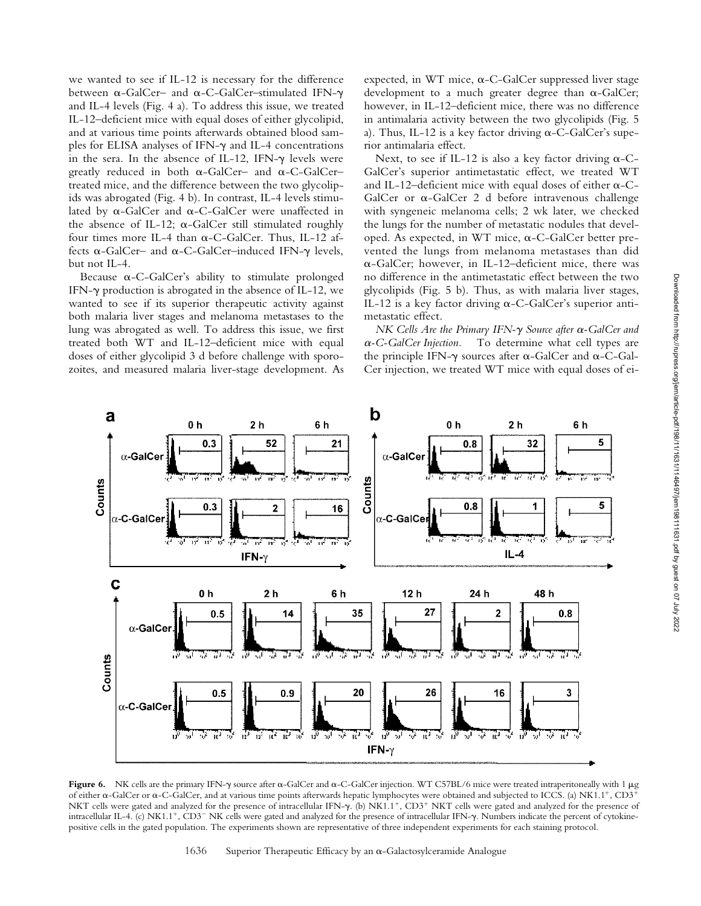we wanted to see if IL-12 is necessary for the difference between α-GalCer– and α-C-GalCer–stimulated IFN-γ and IL-4 levels (Fig. 4 a). To address this issue, we treated IL-12–deficient mice with equal doses of either glycolipid, and at various time points afterwards obtained blood samples for ELISA analyses of IFN-γ and IL-4 concentrations in the sera. In the absence of IL-12, IFN-γ levels were greatly reduced in both α-GalCer– and α-C-GalCer–treated mice, and the difference between the two glycolipids was abrogated (Fig. 4 b). In contrast, IL-4 levels stimulated by α-GalCer and α-C-GalCer were unaffected in the absence of IL-12; α-GalCer still stimulated roughly four times more IL-4 than α-C-GalCer. Thus, IL-12 affects α-GalCer– and α-C-GalCer–induced IFN-γ levels, but not IL-4.

Because α-C-GalCer's ability to stimulate prolonged IFN-γ production is abrogated in the absence of IL-12, we wanted to see if its superior therapeutic activity against both malaria liver stages and melanoma metastases to the lung was abrogated as well. To address this issue, we first treated both WT and IL-12–deficient mice with equal doses of either glycolipid 3 d before challenge with sporozoites, and measured malaria liver-stage development. As expected, in WT mice, α-C-GalCer suppressed liver stage development to a much greater degree than α-GalCer; however, in IL-12–deficient mice, there was no difference in antimalaria activity between the two glycolipids (Fig. 5 a). Thus, IL-12 is a key factor driving α-C-GalCer's superior antimalaria effect.

Next, to see if IL-12 is also a key factor driving α-C-GalCer's superior antimetastatic effect, we treated WT and IL-12–deficient mice with equal doses of either α-C-GalCer or α-GalCer 2 d before intravenous challenge with syngeneic melanoma cells; 2 wk later, we checked the lungs for the number of metastatic nodules that developed. As expected, in WT mice, α-C-GalCer better prevented the lungs from melanoma metastases than did α-GalCer; however, in IL-12–deficient mice, there was no difference in the antimetastatic effect between the two glycolipids (Fig. 5 b). Thus, as with malaria liver stages, IL-12 is a key factor driving α-C-GalCer's superior antimetastatic effect.

*NK Cells Are the Primary IFN-γ Source after α-GalCer and α-C-GalCer Injection.* To determine what cell types are the principle IFN-γ sources after α-GalCer and α-C-GalCer injection, we treated WT mice with equal doses of ei-

**Figure 6.** NK cells are the primary IFN-γ source after α-GalCer and α-C-GalCer injection. WT C57BL/6 mice were treated intraperitoneally with 1 μg of either α-GalCer or α-C-GalCer, and at various time points afterwards hepatic lymphocytes were obtained and subjected to ICCS. (a) NK1.1$^+$, CD3$^+$ NKT cells were gated and analyzed for the presence of intracellular IFN-γ. (b) NK1.1$^+$, CD3$^+$ NKT cells were gated and analyzed for the presence of intracellular IL-4. (c) NK1.1$^+$, CD3$^-$ NK cells were gated and analyzed for the presence of intracellular IFN-γ. Numbers indicate the percent of cytokine-positive cells in the gated population. The experiments shown are representative of three independent experiments for each staining protocol.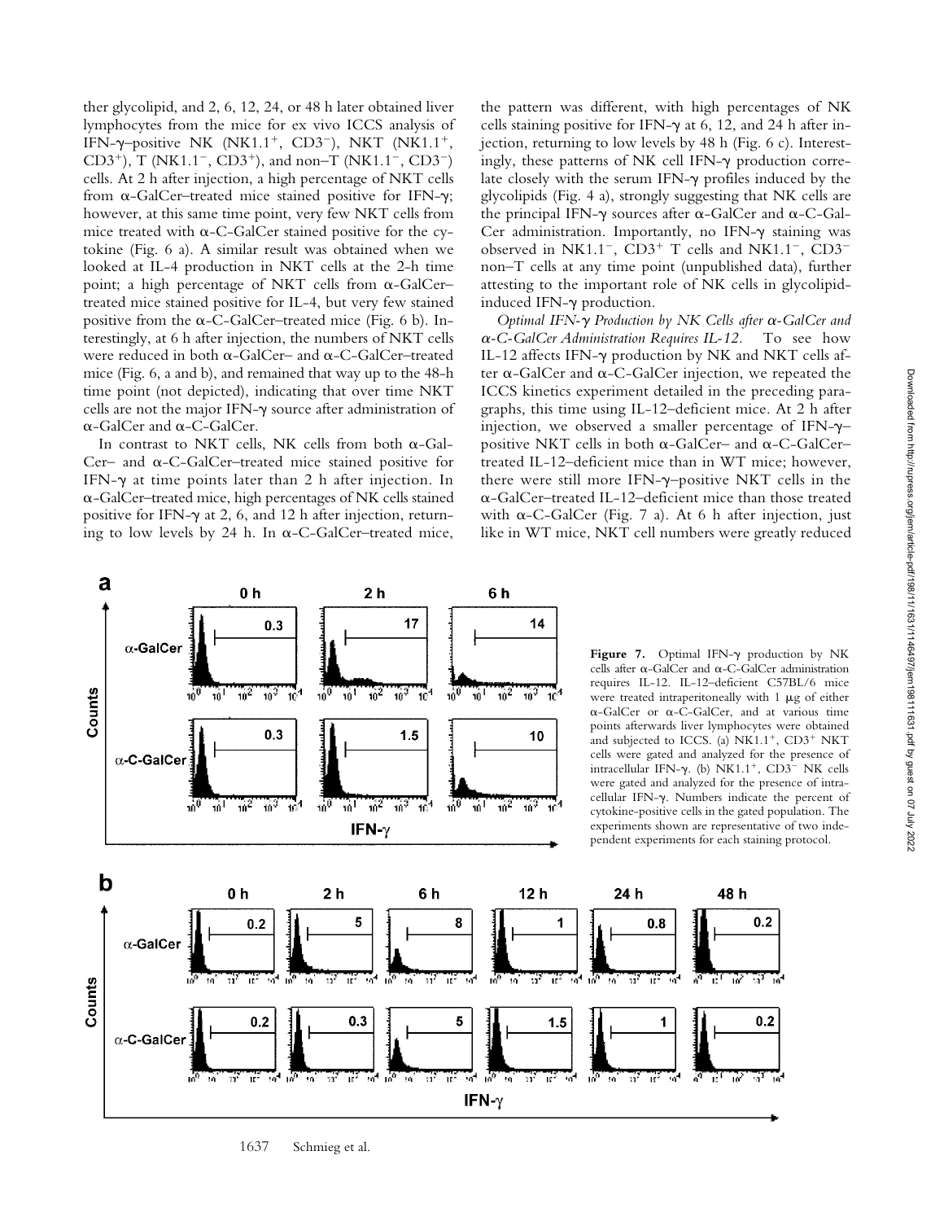ther glycolipid, and 2, 6, 12, 24, or 48 h later obtained liver lymphocytes from the mice for ex vivo ICCS analysis of IFN-γ–positive NK (NK1.1$^+$, CD3$^-$), NKT (NK1.1$^+$, CD3$^+$), T (NK1.1$^-$, CD3$^+$), and non–T (NK1.1$^-$, CD3$^-$) cells. At 2 h after injection, a high percentage of NKT cells from α-GalCer–treated mice stained positive for IFN-γ; however, at this same time point, very few NKT cells from mice treated with α-C-GalCer stained positive for the cytokine (Fig. 6 a). A similar result was obtained when we looked at IL-4 production in NKT cells at the 2-h time point; a high percentage of NKT cells from α-GalCer–treated mice stained positive for IL-4, but very few stained positive from the α-C-GalCer–treated mice (Fig. 6 b). Interestingly, at 6 h after injection, the numbers of NKT cells were reduced in both α-GalCer– and α-C-GalCer–treated mice (Fig. 6, a and b), and remained that way up to the 48-h time point (not depicted), indicating that over time NKT cells are not the major IFN-γ source after administration of α-GalCer and α-C-GalCer.

In contrast to NKT cells, NK cells from both α-GalCer– and α-C-GalCer–treated mice stained positive for IFN-γ at time points later than 2 h after injection. In α-GalCer–treated mice, high percentages of NK cells stained positive for IFN-γ at 2, 6, and 12 h after injection, returning to low levels by 24 h. In α-C-GalCer–treated mice, the pattern was different, with high percentages of NK cells staining positive for IFN-γ at 6, 12, and 24 h after injection, returning to low levels by 48 h (Fig. 6 c). Interestingly, these patterns of NK cell IFN-γ production correlate closely with the serum IFN-γ profiles induced by the glycolipids (Fig. 4 a), strongly suggesting that NK cells are the principal IFN-γ sources after α-GalCer and α-C-GalCer administration. Importantly, no IFN-γ staining was observed in NK1.1$^-$, CD3$^+$ T cells and NK1.1$^-$, CD3$^-$ non–T cells at any time point (unpublished data), further attesting to the important role of NK cells in glycolipid-induced IFN-γ production.

*Optimal IFN-γ Production by NK Cells after α-GalCer and α-C-GalCer Administration Requires IL-12.* To see how IL-12 affects IFN-γ production by NK and NKT cells after α-GalCer and α-C-GalCer injection, we repeated the ICCS kinetics experiment detailed in the preceding paragraphs, this time using IL-12–deficient mice. At 2 h after injection, we observed a smaller percentage of IFN-γ–positive NKT cells in both α-GalCer– and α-C-GalCer–treated IL-12–deficient mice than in WT mice; however, there were still more IFN-γ–positive NKT cells in the α-GalCer–treated IL-12–deficient mice than those treated with α-C-GalCer (Fig. 7 a). At 6 h after injection, just like in WT mice, NKT cell numbers were greatly reduced

**Figure 7.** Optimal IFN-γ production by NK cells after α-GalCer and α-C-GalCer administration requires IL-12. IL-12–deficient C57BL/6 mice were treated intraperitoneally with 1 μg of either α-GalCer or α-C-GalCer, and at various time points afterwards liver lymphocytes were obtained and subjected to ICCS. (a) NK1.1$^+$, CD3$^+$ NKT cells were gated and analyzed for the presence of intracellular IFN-γ. (b) NK1.1$^+$, CD3$^-$ NK cells were gated and analyzed for the presence of intracellular IFN-γ. Numbers indicate the percent of cytokine-positive cells in the gated population. The experiments shown are representative of two independent experiments for each staining protocol.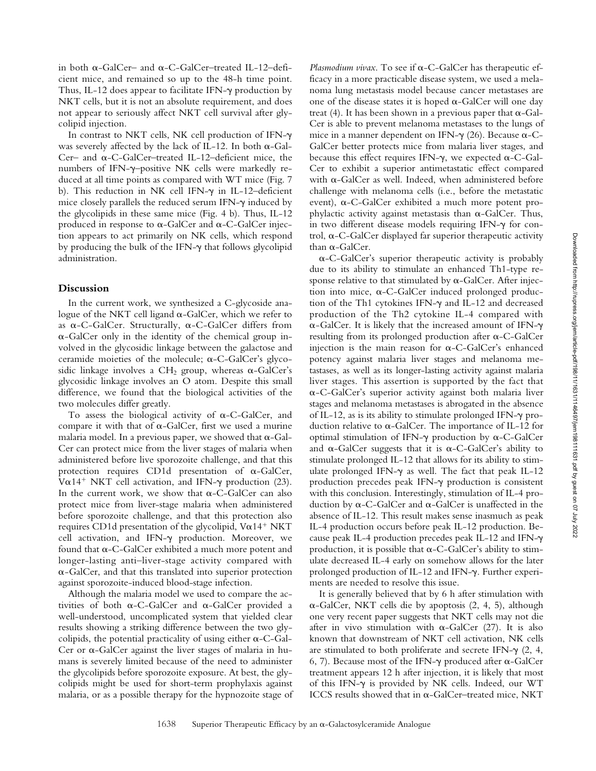in both α-GalCer– and α-C-GalCer–treated IL-12–deficient mice, and remained so up to the 48-h time point. Thus, IL-12 does appear to facilitate IFN-γ production by NKT cells, but it is not an absolute requirement, and does not appear to seriously affect NKT cell survival after glycolipid injection.

In contrast to NKT cells, NK cell production of IFN-γ was severely affected by the lack of IL-12. In both α-GalCer– and α-C-GalCer–treated IL-12–deficient mice, the numbers of IFN-γ–positive NK cells were markedly reduced at all time points as compared with WT mice (Fig. 7 b). This reduction in NK cell IFN-γ in IL-12–deficient mice closely parallels the reduced serum IFN-γ induced by the glycolipids in these same mice (Fig. 4 b). Thus, IL-12 produced in response to α-GalCer and α-C-GalCer injection appears to act primarily on NK cells, which respond by producing the bulk of the IFN-γ that follows glycolipid administration.

## Discussion

In the current work, we synthesized a C-glycoside analogue of the NKT cell ligand α-GalCer, which we refer to as α-C-GalCer. Structurally, α-C-GalCer differs from α-GalCer only in the identity of the chemical group involved in the glycosidic linkage between the galactose and ceramide moieties of the molecule; α-C-GalCer's glycosidic linkage involves a $CH_2$ group, whereas α-GalCer's glycosidic linkage involves an O atom. Despite this small difference, we found that the biological activities of the two molecules differ greatly.

To assess the biological activity of α-C-GalCer, and compare it with that of α-GalCer, first we used a murine malaria model. In a previous paper, we showed that α-GalCer can protect mice from the liver stages of malaria when administered before live sporozoite challenge, and that this protection requires CD1d presentation of α-GalCer, Vα14$^+$ NKT cell activation, and IFN-γ production (23). In the current work, we show that α-C-GalCer can also protect mice from liver-stage malaria when administered before sporozoite challenge, and that this protection also requires CD1d presentation of the glycolipid, Vα14$^+$ NKT cell activation, and IFN-γ production. Moreover, we found that α-C-GalCer exhibited a much more potent and longer-lasting anti–liver-stage activity compared with α-GalCer, and that this translated into superior protection against sporozoite-induced blood-stage infection.

Although the malaria model we used to compare the activities of both α-C-GalCer and α-GalCer provided a well-understood, uncomplicated system that yielded clear results showing a striking difference between the two glycolipids, the potential practicality of using either α-C-GalCer or α-GalCer against the liver stages of malaria in humans is severely limited because of the need to administer the glycolipids before sporozoite exposure. At best, the glycolipids might be used for short-term prophylaxis against malaria, or as a possible therapy for the hypnozoite stage of *Plasmodium vivax*. To see if α-C-GalCer has therapeutic efficacy in a more practicable disease system, we used a melanoma lung metastasis model because cancer metastases are one of the disease states it is hoped α-GalCer will one day treat (4). It has been shown in a previous paper that α-GalCer is able to prevent melanoma metastases to the lungs of mice in a manner dependent on IFN-γ (26). Because α-C-GalCer better protects mice from malaria liver stages, and because this effect requires IFN-γ, we expected α-C-GalCer to exhibit a superior antimetastatic effect compared with α-GalCer as well. Indeed, when administered before challenge with melanoma cells (i.e., before the metastatic event), α-C-GalCer exhibited a much more potent prophylactic activity against metastasis than α-GalCer. Thus, in two different disease models requiring IFN-γ for control, α-C-GalCer displayed far superior therapeutic activity than α-GalCer.

α-C-GalCer's superior therapeutic activity is probably due to its ability to stimulate an enhanced Th1-type response relative to that stimulated by α-GalCer. After injection into mice, α-C-GalCer induced prolonged production of the Th1 cytokines IFN-γ and IL-12 and decreased production of the Th2 cytokine IL-4 compared with α-GalCer. It is likely that the increased amount of IFN-γ resulting from its prolonged production after α-C-GalCer injection is the main reason for α-C-GalCer's enhanced potency against malaria liver stages and melanoma metastases, as well as its longer-lasting activity against malaria liver stages. This assertion is supported by the fact that α-C-GalCer's superior activity against both malaria liver stages and melanoma metastases is abrogated in the absence of IL-12, as is its ability to stimulate prolonged IFN-γ production relative to α-GalCer. The importance of IL-12 for optimal stimulation of IFN-γ production by α-C-GalCer and α-GalCer suggests that it is α-C-GalCer's ability to stimulate prolonged IL-12 that allows for its ability to stimulate prolonged IFN-γ as well. The fact that peak IL-12 production precedes peak IFN-γ production is consistent with this conclusion. Interestingly, stimulation of IL-4 production by α-C-GalCer and α-GalCer is unaffected in the absence of IL-12. This result makes sense inasmuch as peak IL-4 production occurs before peak IL-12 production. Because peak IL-4 production precedes peak IL-12 and IFN-γ production, it is possible that α-C-GalCer's ability to stimulate decreased IL-4 early on somehow allows for the later prolonged production of IL-12 and IFN-γ. Further experiments are needed to resolve this issue.

It is generally believed that by 6 h after stimulation with α-GalCer, NKT cells die by apoptosis (2, 4, 5), although one very recent paper suggests that NKT cells may not die after in vivo stimulation with α-GalCer (27). It is also known that downstream of NKT cell activation, NK cells are stimulated to both proliferate and secrete IFN-γ (2, 4, 6, 7). Because most of the IFN-γ produced after α-GalCer treatment appears 12 h after injection, it is likely that most of this IFN-γ is provided by NK cells. Indeed, our WT ICCS results showed that in α-GalCer–treated mice, NKT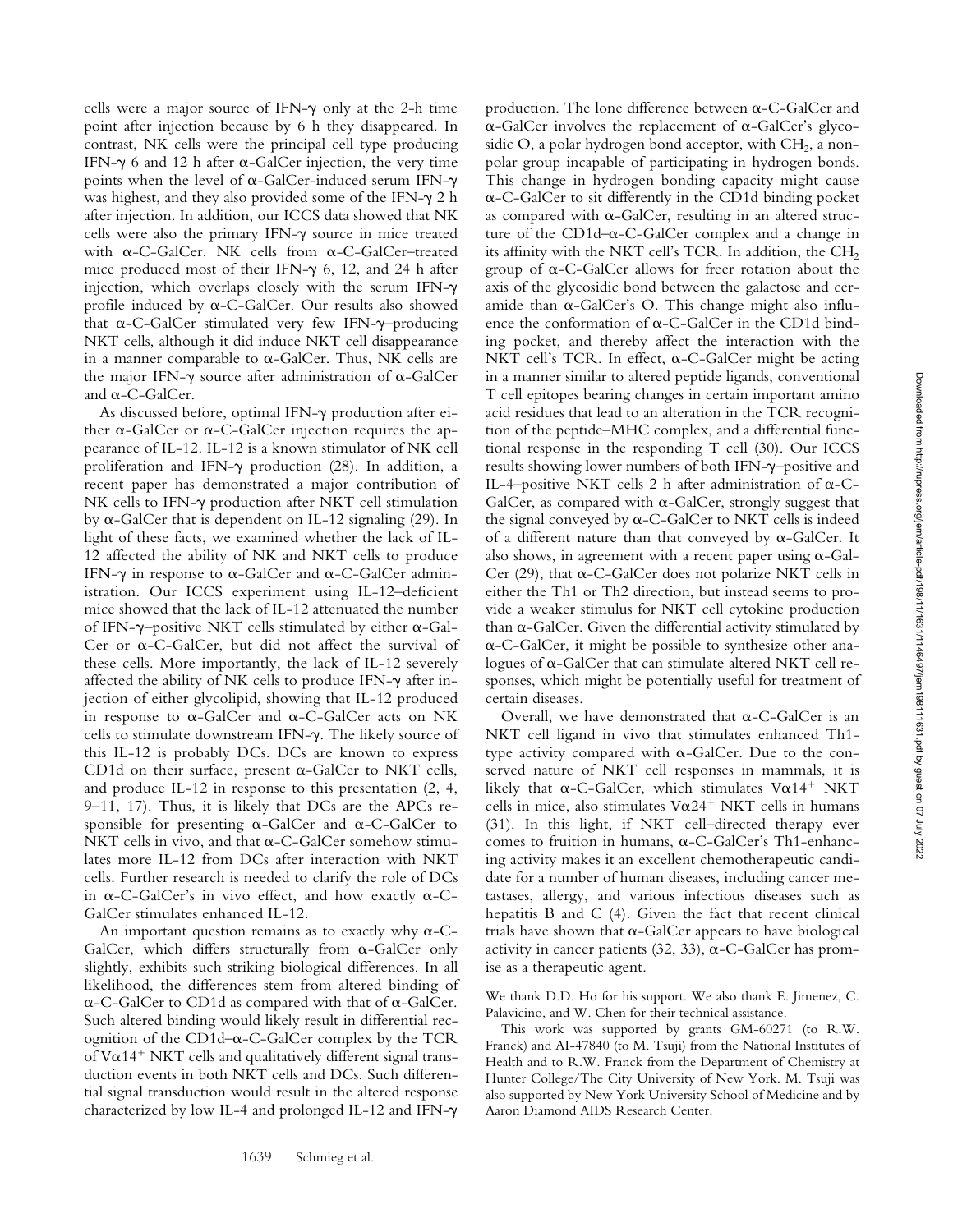cells were a major source of IFN-γ only at the 2-h time point after injection because by 6 h they disappeared. In contrast, NK cells were the principal cell type producing IFN-γ 6 and 12 h after α-GalCer injection, the very time points when the level of α-GalCer-induced serum IFN-γ was highest, and they also provided some of the IFN-γ 2 h after injection. In addition, our ICCS data showed that NK cells were also the primary IFN-γ source in mice treated with α-C-GalCer. NK cells from α-C-GalCer–treated mice produced most of their IFN-γ 6, 12, and 24 h after injection, which overlaps closely with the serum IFN-γ profile induced by α-C-GalCer. Our results also showed that α-C-GalCer stimulated very few IFN-γ–producing NKT cells, although it did induce NKT cell disappearance in a manner comparable to α-GalCer. Thus, NK cells are the major IFN-γ source after administration of α-GalCer and α-C-GalCer.

As discussed before, optimal IFN-γ production after either α-GalCer or α-C-GalCer injection requires the appearance of IL-12. IL-12 is a known stimulator of NK cell proliferation and IFN-γ production (28). In addition, a recent paper has demonstrated a major contribution of NK cells to IFN-γ production after NKT cell stimulation by α-GalCer that is dependent on IL-12 signaling (29). In light of these facts, we examined whether the lack of IL-12 affected the ability of NK and NKT cells to produce IFN-γ in response to α-GalCer and α-C-GalCer administration. Our ICCS experiment using IL-12–deficient mice showed that the lack of IL-12 attenuated the number of IFN-γ–positive NKT cells stimulated by either α-GalCer or α-C-GalCer, but did not affect the survival of these cells. More importantly, the lack of IL-12 severely affected the ability of NK cells to produce IFN-γ after injection of either glycolipid, showing that IL-12 produced in response to α-GalCer and α-C-GalCer acts on NK cells to stimulate downstream IFN-γ. The likely source of this IL-12 is probably DCs. DCs are known to express CD1d on their surface, present α-GalCer to NKT cells, and produce IL-12 in response to this presentation (2, 4, 9–11, 17). Thus, it is likely that DCs are the APCs responsible for presenting α-GalCer and α-C-GalCer to NKT cells in vivo, and that α-C-GalCer somehow stimulates more IL-12 from DCs after interaction with NKT cells. Further research is needed to clarify the role of DCs in α-C-GalCer's in vivo effect, and how exactly α-C-GalCer stimulates enhanced IL-12.

An important question remains as to exactly why α-C-GalCer, which differs structurally from α-GalCer only slightly, exhibits such striking biological differences. In all likelihood, the differences stem from altered binding of α-C-GalCer to CD1d as compared with that of α-GalCer. Such altered binding would likely result in differential recognition of the CD1d–α-C-GalCer complex by the TCR of Vα14$^+$ NKT cells and qualitatively different signal transduction events in both NKT cells and DCs. Such differential signal transduction would result in the altered response characterized by low IL-4 and prolonged IL-12 and IFN-γ production. The lone difference between α-C-GalCer and α-GalCer involves the replacement of α-GalCer's glycosidic O, a polar hydrogen bond acceptor, with $CH_2$, a nonpolar group incapable of participating in hydrogen bonds. This change in hydrogen bonding capacity might cause α-C-GalCer to sit differently in the CD1d binding pocket as compared with α-GalCer, resulting in an altered structure of the CD1d–α-C-GalCer complex and a change in its affinity with the NKT cell's TCR. In addition, the $CH_2$ group of α-C-GalCer allows for freer rotation about the axis of the glycosidic bond between the galactose and ceramide than α-GalCer's O. This change might also influence the conformation of α-C-GalCer in the CD1d binding pocket, and thereby affect the interaction with the NKT cell's TCR. In effect, α-C-GalCer might be acting in a manner similar to altered peptide ligands, conventional T cell epitopes bearing changes in certain important amino acid residues that lead to an alteration in the TCR recognition of the peptide–MHC complex, and a differential functional response in the responding T cell (30). Our ICCS results showing lower numbers of both IFN-γ–positive and IL-4–positive NKT cells 2 h after administration of α-C-GalCer, as compared with α-GalCer, strongly suggest that the signal conveyed by α-C-GalCer to NKT cells is indeed of a different nature than that conveyed by α-GalCer. It also shows, in agreement with a recent paper using α-GalCer (29), that α-C-GalCer does not polarize NKT cells in either the Th1 or Th2 direction, but instead seems to provide a weaker stimulus for NKT cell cytokine production than α-GalCer. Given the differential activity stimulated by α-C-GalCer, it might be possible to synthesize other analogues of α-GalCer that can stimulate altered NKT cell responses, which might be potentially useful for treatment of certain diseases.

Overall, we have demonstrated that α-C-GalCer is an NKT cell ligand in vivo that stimulates enhanced Th1-type activity compared with α-GalCer. Due to the conserved nature of NKT cell responses in mammals, it is likely that α-C-GalCer, which stimulates Vα14$^+$ NKT cells in mice, also stimulates Vα24$^+$ NKT cells in humans (31). In this light, if NKT cell–directed therapy ever comes to fruition in humans, α-C-GalCer's Th1-enhancing activity makes it an excellent chemotherapeutic candidate for a number of human diseases, including cancer metastases, allergy, and various infectious diseases such as hepatitis B and C (4). Given the fact that recent clinical trials have shown that α-GalCer appears to have biological activity in cancer patients (32, 33), α-C-GalCer has promise as a therapeutic agent.

We thank D.D. Ho for his support. We also thank E. Jimenez, C. Palavicino, and W. Chen for their technical assistance.

This work was supported by grants GM-60271 (to R.W. Franck) and AI-47840 (to M. Tsuji) from the National Institutes of Health and to R.W. Franck from the Department of Chemistry at Hunter College/The City University of New York. M. Tsuji was also supported by New York University School of Medicine and by Aaron Diamond AIDS Research Center.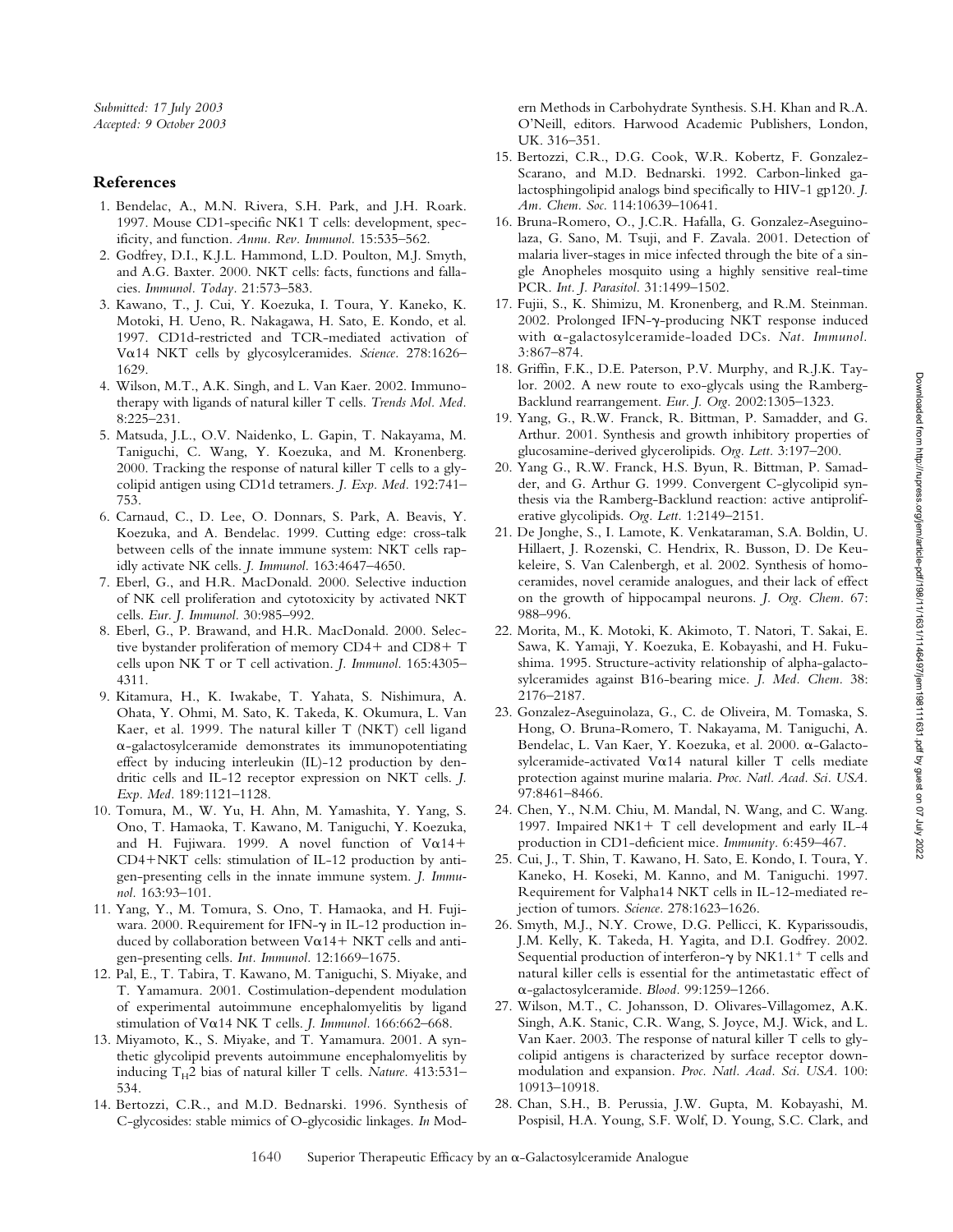*Submitted: 17 July 2003*
*Accepted: 9 October 2003*

## References

1. Bendelac, A., M.N. Rivera, S.H. Park, and J.H. Roark. 1997. Mouse CD1-specific NK1 T cells: development, specificity, and function. *Annu. Rev. Immunol.* 15:535–562.
2. Godfrey, D.I., K.J.L. Hammond, L.D. Poulton, M.J. Smyth, and A.G. Baxter. 2000. NKT cells: facts, functions and fallacies. *Immunol. Today.* 21:573–583.
3. Kawano, T., J. Cui, Y. Koezuka, I. Toura, Y. Kaneko, K. Motoki, H. Ueno, R. Nakagawa, H. Sato, E. Kondo, et al. 1997. CD1d-restricted and TCR-mediated activation of Vα14 NKT cells by glycosylceramides. *Science.* 278:1626–1629.
4. Wilson, M.T., A.K. Singh, and L. Van Kaer. 2002. Immunotherapy with ligands of natural killer T cells. *Trends Mol. Med.* 8:225–231.
5. Matsuda, J.L., O.V. Naidenko, L. Gapin, T. Nakayama, M. Taniguchi, C. Wang, Y. Koezuka, and M. Kronenberg. 2000. Tracking the response of natural killer T cells to a glycolipid antigen using CD1d tetramers. *J. Exp. Med.* 192:741–753.
6. Carnaud, C., D. Lee, O. Donnars, S. Park, A. Beavis, Y. Koezuka, and A. Bendelac. 1999. Cutting edge: cross-talk between cells of the innate immune system: NKT cells rapidly activate NK cells. *J. Immunol.* 163:4647–4650.
7. Eberl, G., and H.R. MacDonald. 2000. Selective induction of NK cell proliferation and cytotoxicity by activated NKT cells. *Eur. J. Immunol.* 30:985–992.
8. Eberl, G., P. Brawand, and H.R. MacDonald. 2000. Selective bystander proliferation of memory CD4+ and CD8+ T cells upon NK T or T cell activation. *J. Immunol.* 165:4305–4311.
9. Kitamura, H., K. Iwakabe, T. Yahata, S. Nishimura, A. Ohata, Y. Ohmi, M. Sato, K. Takeda, K. Okumura, L. Van Kaer, et al. 1999. The natural killer T (NKT) cell ligand α-galactosylceramide demonstrates its immunopotentiating effect by inducing interleukin (IL)-12 production by dendritic cells and IL-12 receptor expression on NKT cells. *J. Exp. Med.* 189:1121–1128.
10. Tomura, M., W. Yu, H. Ahn, M. Yamashita, Y. Yang, S. Ono, T. Hamaoka, T. Kawano, M. Taniguchi, Y. Koezuka, and H. Fujiwara. 1999. A novel function of Vα14+ CD4+NKT cells: stimulation of IL-12 production by antigen-presenting cells in the innate immune system. *J. Immunol.* 163:93–101.
11. Yang, Y., M. Tomura, S. Ono, T. Hamaoka, and H. Fujiwara. 2000. Requirement for IFN-γ in IL-12 production induced by collaboration between Vα14+ NKT cells and antigen-presenting cells. *Int. Immunol.* 12:1669–1675.
12. Pal, E., T. Tabira, T. Kawano, M. Taniguchi, S. Miyake, and T. Yamamura. 2001. Costimulation-dependent modulation of experimental autoimmune encephalomyelitis by ligand stimulation of Vα14 NK T cells. *J. Immunol.* 166:662–668.
13. Miyamoto, K., S. Miyake, and T. Yamamura. 2001. A synthetic glycolipid prevents autoimmune encephalomyelitis by inducing $T_H2$ bias of natural killer T cells. *Nature.* 413:531–534.
14. Bertozzi, C.R., and M.D. Bednarski. 1996. Synthesis of C-glycosides: stable mimics of O-glycosidic linkages. *In* Modern Methods in Carbohydrate Synthesis. S.H. Khan and R.A. O'Neill, editors. Harwood Academic Publishers, London, UK. 316–351.
15. Bertozzi, C.R., D.G. Cook, W.R. Kobertz, F. Gonzalez-Scarano, and M.D. Bednarski. 1992. Carbon-linked galactosphingolipid analogs bind specifically to HIV-1 gp120. *J. Am. Chem. Soc.* 114:10639–10641.
16. Bruna-Romero, O., J.C.R. Hafalla, G. Gonzalez-Aseguinolaza, G. Sano, M. Tsuji, and F. Zavala. 2001. Detection of malaria liver-stages in mice infected through the bite of a single Anopheles mosquito using a highly sensitive real-time PCR. *Int. J. Parasitol.* 31:1499–1502.
17. Fujii, S., K. Shimizu, M. Kronenberg, and R.M. Steinman. 2002. Prolonged IFN-γ-producing NKT response induced with α-galactosylceramide-loaded DCs. *Nat. Immunol.* 3:867–874.
18. Griffin, F.K., D.E. Paterson, P.V. Murphy, and R.J.K. Taylor. 2002. A new route to exo-glycals using the Ramberg-Backlund rearrangement. *Eur. J. Org.* 2002:1305–1323.
19. Yang, G., R.W. Franck, R. Bittman, P. Samadder, and G. Arthur. 2001. Synthesis and growth inhibitory properties of glucosamine-derived glycerolipids. *Org. Lett.* 3:197–200.
20. Yang, G., R.W. Franck, H.S. Byun, R. Bittman, P. Samadder, and G. Arthur G. 1999. Convergent C-glycolipid synthesis via the Ramberg-Backlund reaction: active antiproliferative glycolipids. *Org. Lett.* 1:2149–2151.
21. De Jonghe, S., I. Lamote, K. Venkataraman, S.A. Boldin, U. Hillaert, J. Rozenski, C. Hendrix, R. Busson, D. De Keukeleire, S. Van Calenbergh, et al. 2002. Synthesis of homoceramides, novel ceramide analogues, and their lack of effect on the growth of hippocampal neurons. *J. Org. Chem.* 67: 988–996.
22. Morita, M., K. Motoki, K. Akimoto, T. Natori, T. Sakai, E. Sawa, K. Yamaji, Y. Koezuka, E. Kobayashi, and H. Fukushima. 1995. Structure-activity relationship of alpha-galactosylceramides against B16-bearing mice. *J. Med. Chem.* 38: 2176–2187.
23. Gonzalez-Aseguinolaza, G., C. de Oliveira, M. Tomaska, S. Hong, O. Bruna-Romero, T. Nakayama, M. Taniguchi, A. Bendelac, L. Van Kaer, Y. Koezuka, et al. 2000. α-Galactosylceramide-activated Vα14 natural killer T cells mediate protection against murine malaria. *Proc. Natl. Acad. Sci. USA.* 97:8461–8466.
24. Chen, Y., N.M. Chiu, M. Mandal, N. Wang, and C. Wang. 1997. Impaired NK1+ T cell development and early IL-4 production in CD1-deficient mice. *Immunity.* 6:459–467.
25. Cui, J., T. Shin, T. Kawano, H. Sato, E. Kondo, I. Toura, Y. Kaneko, H. Koseki, M. Kanno, and M. Taniguchi. 1997. Requirement for Valpha14 NKT cells in IL-12-mediated rejection of tumors. *Science.* 278:1623–1626.
26. Smyth, M.J., N.Y. Crowe, D.G. Pellicci, K. Kyparissoudis, J.M. Kelly, K. Takeda, H. Yagita, and D.I. Godfrey. 2002. Sequential production of interferon-γ by NK1.1$^+$ T cells and natural killer cells is essential for the antimetastatic effect of α-galactosylceramide. *Blood.* 99:1259–1266.
27. Wilson, M.T., C. Johansson, D. Olivares-Villagomez, A.K. Singh, A.K. Stanic, C.R. Wang, S. Joyce, M.J. Wick, and L. Van Kaer. 2003. The response of natural killer T cells to glycolipid antigens is characterized by surface receptor downmodulation and expansion. *Proc. Natl. Acad. Sci. USA.* 100: 10913–10918.
28. Chan, S.H., B. Perussia, J.W. Gupta, M. Kobayashi, M. Pospisil, H.A. Young, S.F. Wolf, D. Young, S.C. Clark, and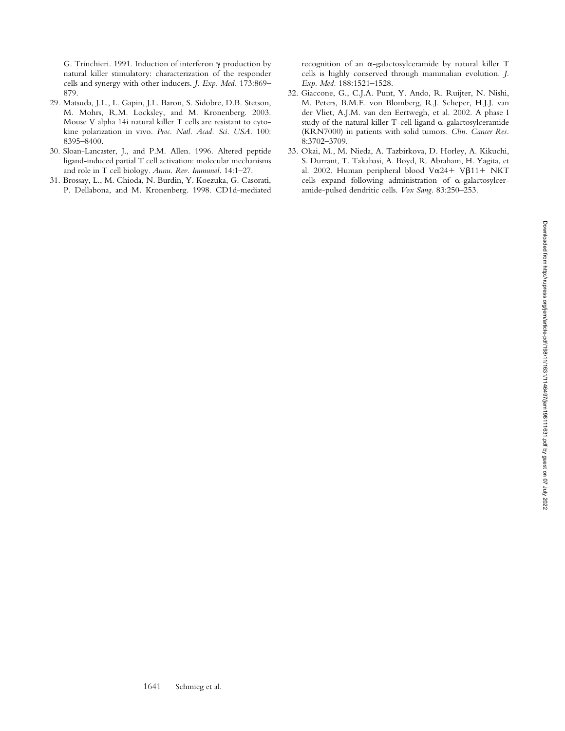G. Trinchieri. 1991. Induction of interferon γ production by natural killer stimulatory: characterization of the responder cells and synergy with other inducers. *J. Exp. Med.* 173:869–879.

29. Matsuda, J.L., L. Gapin, J.L. Baron, S. Sidobre, D.B. Stetson, M. Mohrs, R.M. Locksley, and M. Kronenberg. 2003. Mouse V alpha 14i natural killer T cells are resistant to cytokine polarization in vivo. *Proc. Natl. Acad. Sci. USA.* 100: 8395–8400.
30. Sloan-Lancaster, J., and P.M. Allen. 1996. Altered peptide ligand-induced partial T cell activation: molecular mechanisms and role in T cell biology. *Annu. Rev. Immunol.* 14:1–27.
31. Brossay, L., M. Chioda, N. Burdin, Y. Koezuka, G. Casorati, P. Dellabona, and M. Kronenberg. 1998. CD1d-mediated recognition of an α-galactosylceramide by natural killer T cells is highly conserved through mammalian evolution. *J. Exp. Med.* 188:1521–1528.
32. Giaccone, G., C.J.A. Punt, Y. Ando, R. Ruijter, N. Nishi, M. Peters, B.M.E. von Blomberg, R.J. Scheper, H.J.J. van der Vliet, A.J.M. van den Eertwegh, et al. 2002. A phase I study of the natural killer T-cell ligand α-galactosylceramide (KRN7000) in patients with solid tumors. *Clin. Cancer Res.* 8:3702–3709.
33. Okai, M., M. Nieda, A. Tazbirkova, D. Horley, A. Kikuchi, S. Durrant, T. Takahasi, A. Boyd, R. Abraham, H. Yagita, et al. 2002. Human peripheral blood Vα24+ Vβ11+ NKT cells expand following administration of α-galactosylceramide-pulsed dendritic cells. *Vox Sang.* 83:250–253.